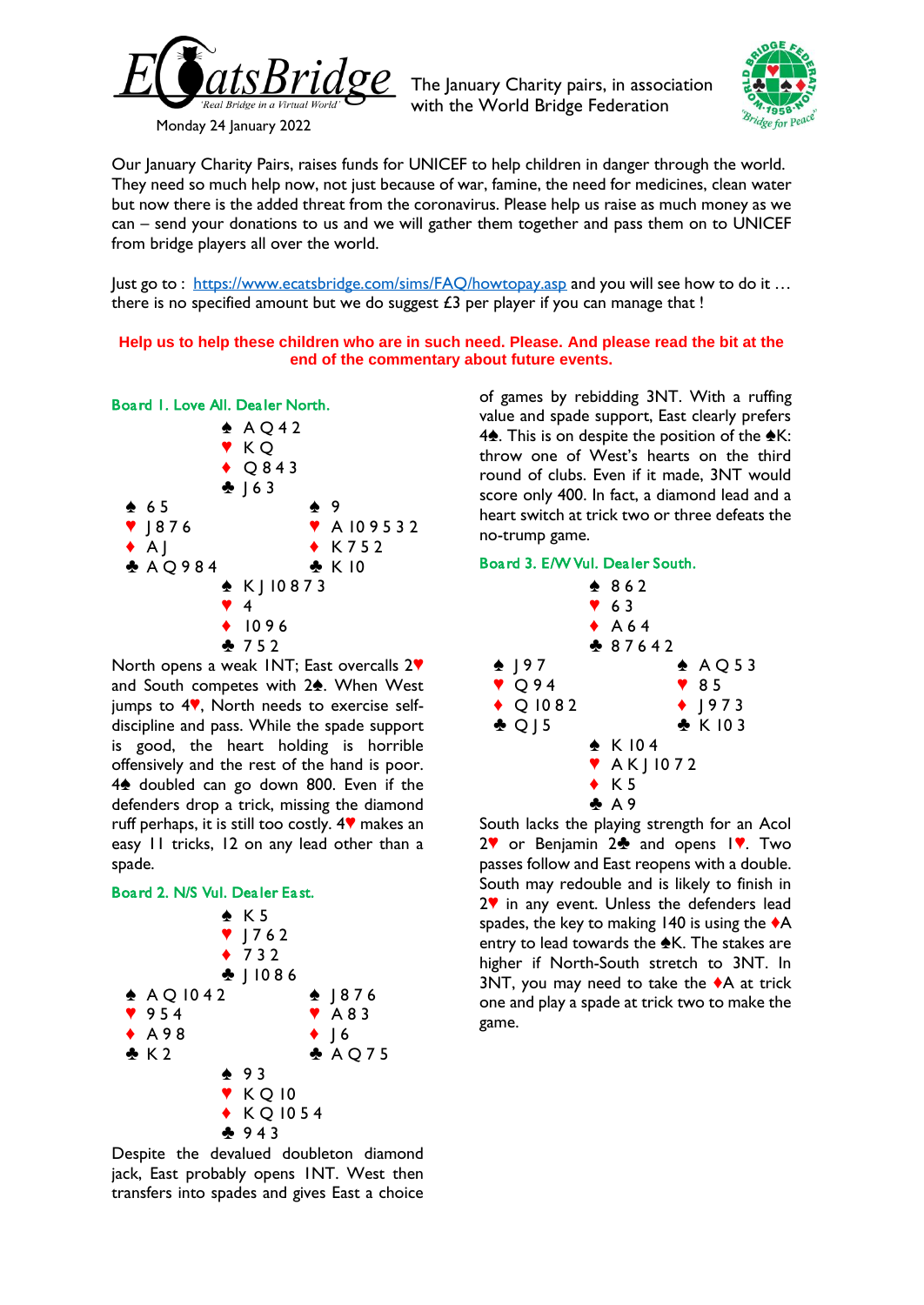EcatsBridge — 'Real Bridge in a Virtual World'

Monday 24 January 2022

The January Charity pairs, in association with the World Bridge Federation

Our January Charity Pairs, raises funds for UNICEF to help children in danger through the world. They need so much help now, not just because of war, famine, the need for medicines, clean water but now there is the added threat from the coronavirus. Please help us raise as much money as we can – send your donations to us and we will gather them together and pass them on to UNICEF from bridge players all over the world.

Just go to : https://www.ecatsbridge.com/sims/FAQ/howtopay.asp and you will see how to do it … there is no specified amount but we do suggest £3 per player if you can manage that !

**Help us to help these children who are in such need. Please. And please read the bit at the end of the commentary about future events.**

### Board 1. Love All. Dealer North.

```
            ♠ A Q 4 2
            ♥ K Q
            ♦ Q 8 4 3
            ♣ J 6 3
♠ 6 5                   ♠ 9
♥ J 8 7 6               ♥ A 10 9 5 3 2
♦ A J                   ♦ K 7 5 2
♣ A Q 9 8 4             ♣ K 10
            ♠ K J 10 8 7 3
            ♥ 4
            ♦ 10 9 6
            ♣ 7 5 2
```

North opens a weak 1NT; East overcalls 2♥ and South competes with 2♠. When West jumps to 4♥, North needs to exercise self-discipline and pass. While the spade support is good, the heart holding is horrible offensively and the rest of the hand is poor. 4♠ doubled can go down 800. Even if the defenders drop a trick, missing the diamond ruff perhaps, it is still too costly. 4♥ makes an easy 11 tricks, 12 on any lead other than a spade.

### Board 2. N/S Vul. Dealer East.

```
            ♠ K 5
            ♥ J 7 6 2
            ♦ 7 3 2
            ♣ J 10 8 6
♠ A Q 10 4 2            ♠ J 8 7 6
♥ 9 5 4                 ♥ A 8 3
♦ A 9 8                 ♦ J 6
♣ K 2                   ♣ A Q 7 5
            ♠ 9 3
            ♥ K Q 10
            ♦ K Q 10 5 4
            ♣ 9 4 3
```

Despite the devalued doubleton diamond jack, East probably opens 1NT. West then transfers into spades and gives East a choice of games by rebidding 3NT. With a ruffing value and spade support, East clearly prefers 4♠. This is on despite the position of the ♠K: throw one of West's hearts on the third round of clubs. Even if it made, 3NT would score only 400. In fact, a diamond lead and a heart switch at trick two or three defeats the no-trump game.

### Board 3. E/W Vul. Dealer South.

```
            ♠ 8 6 2
            ♥ 6 3
            ♦ A 6 4
            ♣ 8 7 6 4 2
♠ J 9 7                 ♠ A Q 5 3
♥ Q 9 4                 ♥ 8 5
♦ Q 10 8 2              ♦ J 9 7 3
♣ Q J 5                 ♣ K 10 3
            ♠ K 10 4
            ♥ A K J 10 7 2
            ♦ K 5
            ♣ A 9
```

South lacks the playing strength for an Acol 2♥ or Benjamin 2♣ and opens 1♥. Two passes follow and East reopens with a double. South may redouble and is likely to finish in 2♥ in any event. Unless the defenders lead spades, the key to making 140 is using the ♦A entry to lead towards the ♠K. The stakes are higher if North-South stretch to 3NT. In 3NT, you may need to take the ♦A at trick one and play a spade at trick two to make the game.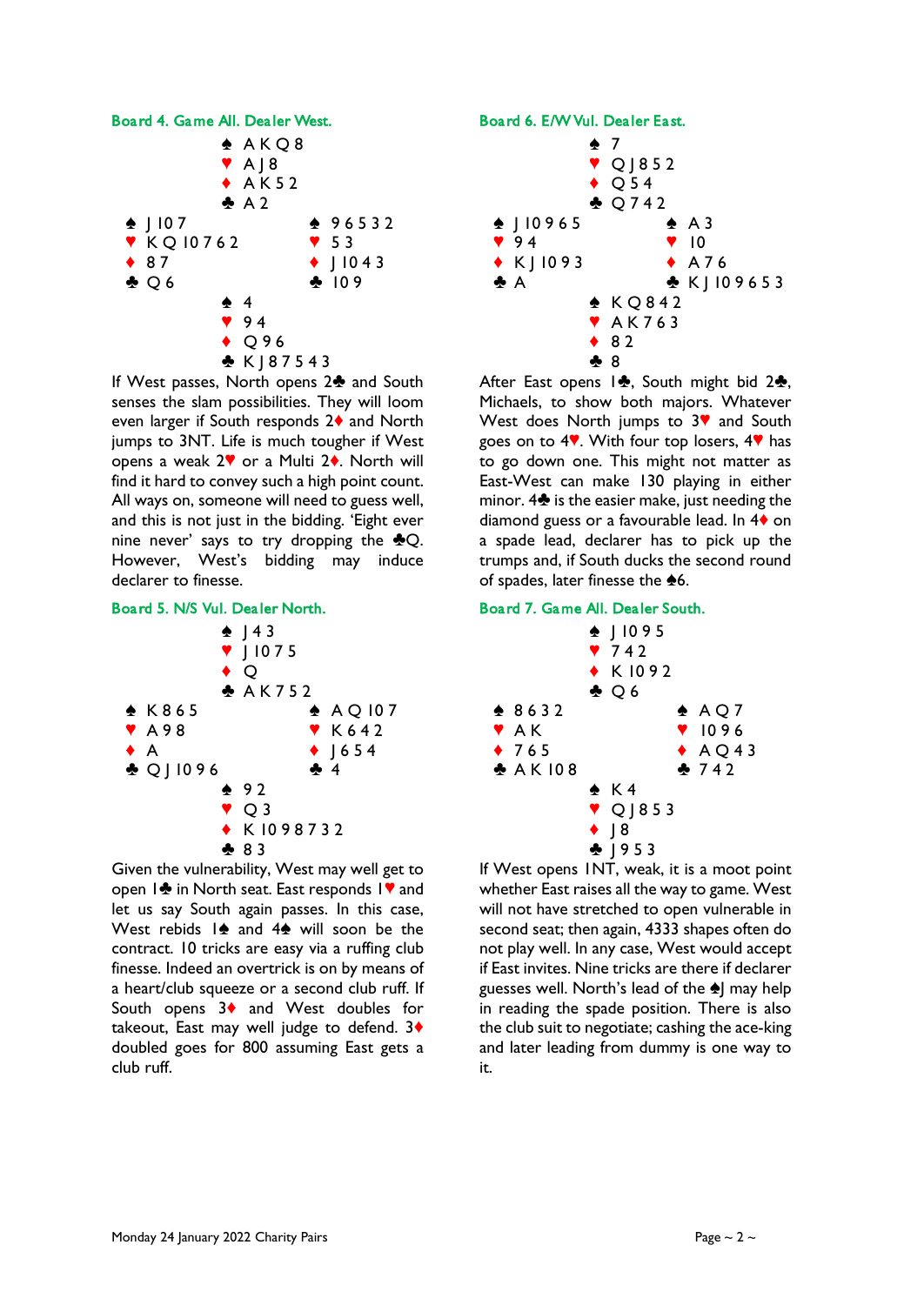## Board 4. Game All. Dealer West.

```
              ♠ A K Q 8
              ♥ A J 8
              ♦ A K 5 2
              ♣ A 2
♠ J 10 7                ♠ 9 6 5 3 2
♥ K Q 10 7 6 2          ♥ 5 3
♦ 8 7                   ♦ J 10 4 3
♣ Q 6                   ♣ 10 9
              ♠ 4
              ♥ 9 4
              ♦ Q 9 6
              ♣ K J 8 7 5 4 3
```

If West passes, North opens 2♣ and South senses the slam possibilities. They will loom even larger if South responds 2♦ and North jumps to 3NT. Life is much tougher if West opens a weak 2♥ or a Multi 2♦. North will find it hard to convey such a high point count. All ways on, someone will need to guess well, and this is not just in the bidding. 'Eight ever nine never' says to try dropping the ♣Q. However, West's bidding may induce declarer to finesse.

## Board 5. N/S Vul. Dealer North.

```
              ♠ J 4 3
              ♥ J 10 7 5
              ♦ Q
              ♣ A K 7 5 2
♠ K 8 6 5               ♠ A Q 10 7
♥ A 9 8                 ♥ K 6 4 2
♦ A                     ♦ J 6 5 4
♣ Q J 10 9 6            ♣ 4
              ♠ 9 2
              ♥ Q 3
              ♦ K 10 9 8 7 3 2
              ♣ 8 3
```

Given the vulnerability, West may well get to open 1♣ in North seat. East responds 1♥ and let us say South again passes. In this case, West rebids 1♠ and 4♠ will soon be the contract. 10 tricks are easy via a ruffing club finesse. Indeed an overtrick is on by means of a heart/club squeeze or a second club ruff. If South opens 3♦ and West doubles for takeout, East may well judge to defend. 3♦ doubled goes for 800 assuming East gets a club ruff.

## Board 6. E/W Vul. Dealer East.

```
              ♠ 7
              ♥ Q J 8 5 2
              ♦ Q 5 4
              ♣ Q 7 4 2
♠ J 10 9 6 5            ♠ A 3
♥ 9 4                   ♥ 10
♦ K J 10 9 3            ♦ A 7 6
♣ A                     ♣ K J 10 9 6 5 3
              ♠ K Q 8 4 2
              ♥ A K 7 6 3
              ♦ 8 2
              ♣ 8
```

After East opens 1♣, South might bid 2♣, Michaels, to show both majors. Whatever West does North jumps to 3♥ and South goes on to 4♥. With four top losers, 4♥ has to go down one. This might not matter as East-West can make 130 playing in either minor. 4♣ is the easier make, just needing the diamond guess or a favourable lead. In 4♦ on a spade lead, declarer has to pick up the trumps and, if South ducks the second round of spades, later finesse the ♠6.

## Board 7. Game All. Dealer South.

```
              ♠ J 10 9 5
              ♥ 7 4 2
              ♦ K 10 9 2
              ♣ Q 6
♠ 8 6 3 2               ♠ A Q 7
♥ A K                   ♥ 10 9 6
♦ 7 6 5                 ♦ A Q 4 3
♣ A K 10 8              ♣ 7 4 2
              ♠ K 4
              ♥ Q J 8 5 3
              ♦ J 8
              ♣ J 9 5 3
```

If West opens 1NT, weak, it is a moot point whether East raises all the way to game. West will not have stretched to open vulnerable in second seat; then again, 4333 shapes often do not play well. In any case, West would accept if East invites. Nine tricks are there if declarer guesses well. North's lead of the ♠J may help in reading the spade position. There is also the club suit to negotiate; cashing the ace-king and later leading from dummy is one way to it.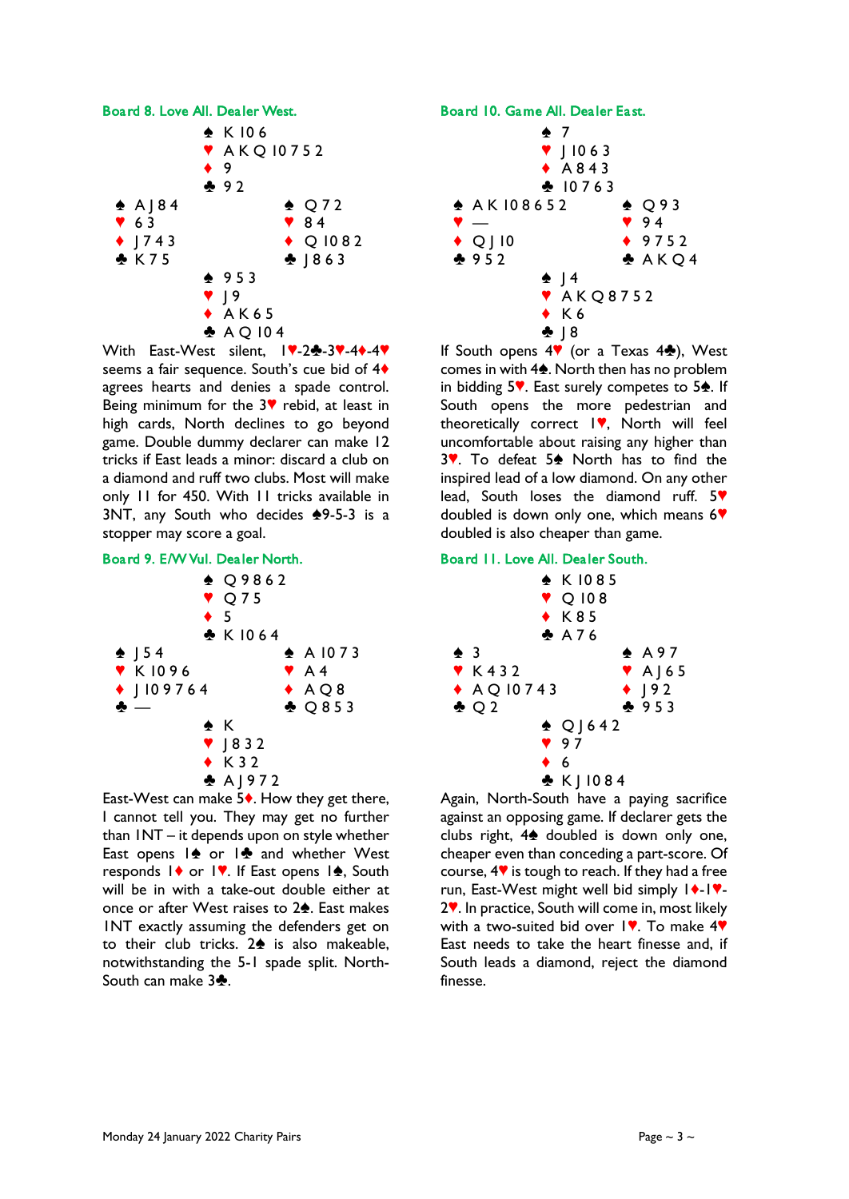### Board 8. Love All. Dealer West.

```
               ♠ K 10 6
               ♥ A K Q 10 7 5 2
               ♦ 9
               ♣ 9 2
♠ A J 8 4                  ♠ Q 7 2
♥ 6 3                      ♥ 8 4
♦ J 7 4 3                  ♦ Q 10 8 2
♣ K 7 5                    ♣ J 8 6 3
               ♠ 9 5 3
               ♥ J 9
               ♦ A K 6 5
               ♣ A Q 10 4
```

With East-West silent, 1♥-2♣-3♥-4♦-4♥ seems a fair sequence. South's cue bid of 4♦ agrees hearts and denies a spade control. Being minimum for the 3♥ rebid, at least in high cards, North declines to go beyond game. Double dummy declarer can make 12 tricks if East leads a minor: discard a club on a diamond and ruff two clubs. Most will make only 11 for 450. With 11 tricks available in 3NT, any South who decides ♠9-5-3 is a stopper may score a goal.

### Board 9. E/W Vul. Dealer North.

```
               ♠ Q 9 8 6 2
               ♥ Q 7 5
               ♦ 5
               ♣ K 10 6 4
♠ J 5 4                    ♠ A 10 7 3
♥ K 10 9 6                 ♥ A 4
♦ J 10 9 7 6 4             ♦ A Q 8
♣ —                        ♣ Q 8 5 3
               ♠ K
               ♥ J 8 3 2
               ♦ K 3 2
               ♣ A J 9 7 2
```

East-West can make 5♦. How they get there, I cannot tell you. They may get no further than 1NT – it depends upon style whether East opens 1♠ or 1♣ and whether West responds 1♦ or 1♥. If East opens 1♠, South will be in with a take-out double either at once or after West raises to 2♠. East makes 1NT exactly assuming the defenders get on to their club tricks. 2♠ is also makeable, notwithstanding the 5-1 spade split. North-South can make 3♣.

### Board 10. Game All. Dealer East.

```
               ♠ 7
               ♥ J 10 6 3
               ♦ A 8 4 3
               ♣ 10 7 6 3
♠ A K 10 8 6 5 2           ♠ Q 9 3
♥ —                        ♥ 9 4
♦ Q J 10                   ♦ 9 7 5 2
♣ 9 5 2                    ♣ A K Q 4
               ♠ J 4
               ♥ A K Q 8 7 5 2
               ♦ K 6
               ♣ J 8
```

If South opens 4♥ (or a Texas 4♣), West comes in with 4♠. North then has no problem in bidding 5♥. East surely competes to 5♠. If South opens the more pedestrian and theoretically correct 1♥, North will feel uncomfortable about raising any higher than 3♥. To defeat 5♠ North has to find the inspired lead of a low diamond. On any other lead, South loses the diamond ruff. 5♥ doubled is down only one, which means 6♥ doubled is also cheaper than game.

### Board 11. Love All. Dealer South.

```
               ♠ K 10 8 5
               ♥ Q 10 8
               ♦ K 8 5
               ♣ A 7 6
♠ 3                        ♠ A 9 7
♥ K 4 3 2                  ♥ A J 6 5
♦ A Q 10 7 4 3             ♦ J 9 2
♣ Q 2                      ♣ 9 5 3
               ♠ Q J 6 4 2
               ♥ 9 7
               ♦ 6
               ♣ K J 10 8 4
```

Again, North-South have a paying sacrifice against an opposing game. If declarer gets the clubs right, 4♠ doubled is down only one, cheaper even than conceding a part-score. Of course, 4♥ is tough to reach. If they had a free run, East-West might well bid simply 1♦-1♥-2♥. In practice, South will come in, most likely with a two-suited bid over 1♥. To make 4♥ East needs to take the heart finesse and, if South leads a diamond, reject the diamond finesse.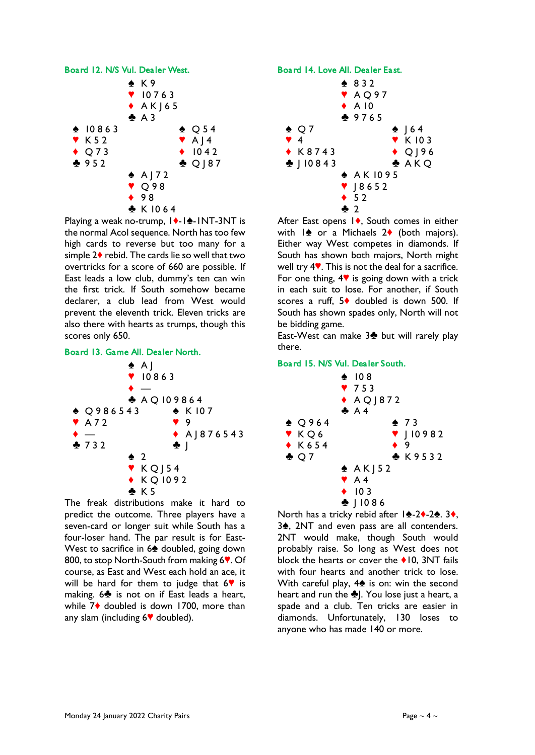### Board 12. N/S Vul. Dealer West.

```
            ♠ K 9
            ♥ 10 7 6 3
            ♦ A K J 6 5
            ♣ A 3
♠ 10 8 6 3              ♠ Q 5 4
♥ K 5 2                 ♥ A J 4
♦ Q 7 3                 ♦ 10 4 2
♣ 9 5 2                 ♣ Q J 8 7
            ♠ A J 7 2
            ♥ Q 9 8
            ♦ 9 8
            ♣ K 10 6 4
```

Playing a weak no-trump, 1♦-1♠-1NT-3NT is the normal Acol sequence. North has too few high cards to reverse but too many for a simple 2♦ rebid. The cards lie so well that two overtricks for a score of 660 are possible. If East leads a low club, dummy's ten can win the first trick. If South somehow became declarer, a club lead from West would prevent the eleventh trick. Eleven tricks are also there with hearts as trumps, though this scores only 650.

### Board 13. Game All. Dealer North.

```
            ♠ A J
            ♥ 10 8 6 3
            ♦ —
            ♣ A Q 10 9 8 6 4
♠ Q 9 8 6 5 4 3         ♠ K 10 7
♥ A 7 2                 ♥ 9
♦ —                     ♦ A J 8 7 6 5 4 3
♣ 7 3 2                 ♣ J
            ♠ 2
            ♥ K Q J 5 4
            ♦ K Q 10 9 2
            ♣ K 5
```

The freak distributions make it hard to predict the outcome. Three players have a seven-card or longer suit while South has a four-loser hand. The par result is for East-West to sacrifice in 6♠ doubled, going down 800, to stop North-South from making 6♥. Of course, as East and West each hold an ace, it will be hard for them to judge that 6♥ is making. 6♣ is not on if East leads a heart, while 7♦ doubled is down 1700, more than any slam (including 6♥ doubled).

### Board 14. Love All. Dealer East.

```
            ♠ 8 3 2
            ♥ A Q 9 7
            ♦ A 10
            ♣ 9 7 6 5
♠ Q 7                   ♠ J 6 4
♥ 4                     ♥ K 10 3
♦ K 8 7 4 3             ♦ Q J 9 6
♣ J 10 8 4 3            ♣ A K Q
            ♠ A K 10 9 5
            ♥ J 8 6 5 2
            ♦ 5 2
            ♣ 2
```

After East opens 1♦, South comes in either with 1♠ or a Michaels 2♦ (both majors). Either way West competes in diamonds. If South has shown both majors, North might well try 4♥. This is not the deal for a sacrifice. For one thing, 4♥ is going down with a trick in each suit to lose. For another, if South scores a ruff, 5♦ doubled is down 500. If South has shown spades only, North will not be bidding game.

East-West can make 3♣ but will rarely play there.

### Board 15. N/S Vul. Dealer South.

```
            ♠ 10 8
            ♥ 7 5 3
            ♦ A Q J 8 7 2
            ♣ A 4
♠ Q 9 6 4               ♠ 7 3
♥ K Q 6                 ♥ J 10 9 8 2
♦ K 6 5 4               ♦ 9
♣ Q 7                   ♣ K 9 5 3 2
            ♠ A K J 5 2
            ♥ A 4
            ♦ 10 3
            ♣ J 10 8 6
```

North has a tricky rebid after 1♠-2♦-2♠. 3♦, 3♠, 2NT and even pass are all contenders. 2NT would make, though South would probably raise. So long as West does not block the hearts or cover the ♦10, 3NT fails with four hearts and another trick to lose. With careful play, 4♠ is on: win the second heart and run the ♣J. You lose just a heart, a spade and a club. Ten tricks are easier in diamonds. Unfortunately, 130 loses to anyone who has made 140 or more.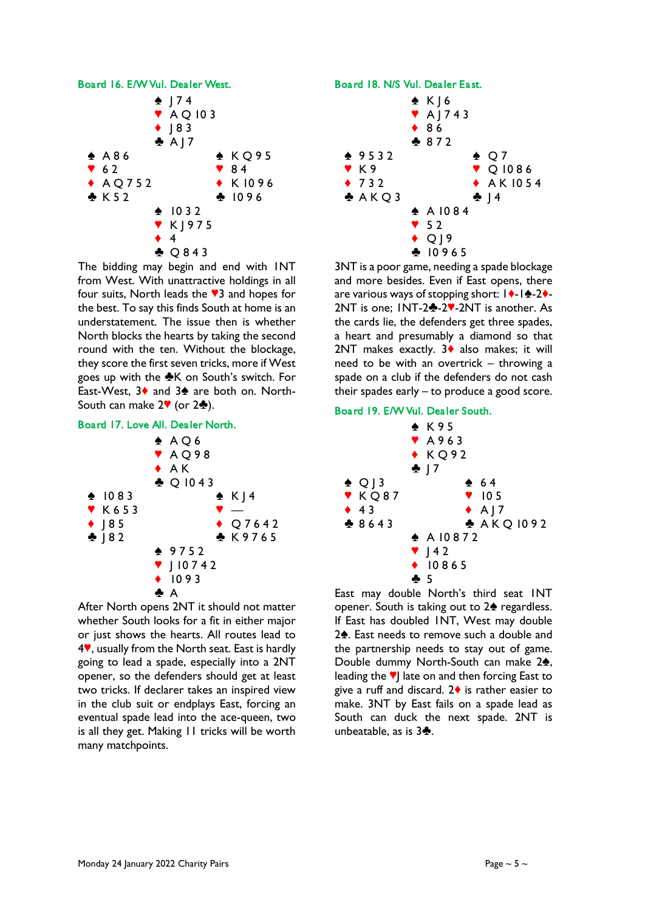### Board 16. E/W Vul. Dealer West.

```
            ♠ J 7 4
            ♥ A Q 10 3
            ♦ J 8 3
            ♣ A J 7
♠ A 8 6                 ♠ K Q 9 5
♥ 6 2                   ♥ 8 4
♦ A Q 7 5 2             ♦ K 10 9 6
♣ K 5 2                 ♣ 10 9 6
            ♠ 10 3 2
            ♥ K J 9 7 5
            ♦ 4
            ♣ Q 8 4 3
```

The bidding may begin and end with 1NT from West. With unattractive holdings in all four suits, North leads the ♥3 and hopes for the best. To say this finds South at home is an understatement. The issue then is whether North blocks the hearts by taking the second round with the ten. Without the blockage, they score the first seven tricks, more if West goes up with the ♣K on South's switch. For East-West, 3♦ and 3♠ are both on. North-South can make 2♥ (or 2♣).

### Board 17. Love All. Dealer North.

```
            ♠ A Q 6
            ♥ A Q 9 8
            ♦ A K
            ♣ Q 10 4 3
♠ 10 8 3                ♠ K J 4
♥ K 6 5 3               ♥ —
♦ J 8 5                 ♦ Q 7 6 4 2
♣ J 8 2                 ♣ K 9 7 6 5
            ♠ 9 7 5 2
            ♥ J 10 7 4 2
            ♦ 10 9 3
            ♣ A
```

After North opens 2NT it should not matter whether South looks for a fit in either major or just shows the hearts. All routes lead to 4♥, usually from the North seat. East is hardly going to lead a spade, especially into a 2NT opener, so the defenders should get at least two tricks. If declarer takes an inspired view in the club suit or endplays East, forcing an eventual spade lead into the ace-queen, two is all they get. Making 11 tricks will be worth many matchpoints.

### Board 18. N/S Vul. Dealer East.

```
            ♠ K J 6
            ♥ A J 7 4 3
            ♦ 8 6
            ♣ 8 7 2
♠ 9 5 3 2               ♠ Q 7
♥ K 9                   ♥ Q 10 8 6
♦ 7 3 2                 ♦ A K 10 5 4
♣ A K Q 3               ♣ J 4
            ♠ A 10 8 4
            ♥ 5 2
            ♦ Q J 9
            ♣ 10 9 6 5
```

3NT is a poor game, needing a spade blockage and more besides. Even if East opens, there are various ways of stopping short: 1♦-1♠-2♦-2NT is one; 1NT-2♣-2♥-2NT is another. As the cards lie, the defenders get three spades, a heart and presumably a diamond so that 2NT makes exactly. 3♦ also makes; it will need to be with an overtrick – throwing a spade on a club if the defenders do not cash their spades early – to produce a good score.

### Board 19. E/W Vul. Dealer South.

```
            ♠ K 9 5
            ♥ A 9 6 3
            ♦ K Q 9 2
            ♣ J 7
♠ Q J 3                 ♠ 6 4
♥ K Q 8 7               ♥ 10 5
♦ 4 3                   ♦ A J 7
♣ 8 6 4 3               ♣ A K Q 10 9 2
            ♠ A 10 8 7 2
            ♥ J 4 2
            ♦ 10 8 6 5
            ♣ 5
```

East may double North's third seat 1NT opener. South is taking out to 2♠ regardless. If East has doubled 1NT, West may double 2♠. East needs to remove such a double and the partnership needs to stay out of game. Double dummy North-South can make 2♠, leading the ♥J late on and then forcing East to give a ruff and discard. 2♦ is rather easier to make. 3NT by East fails on a spade lead as South can duck the next spade. 2NT is unbeatable, as is 3♣.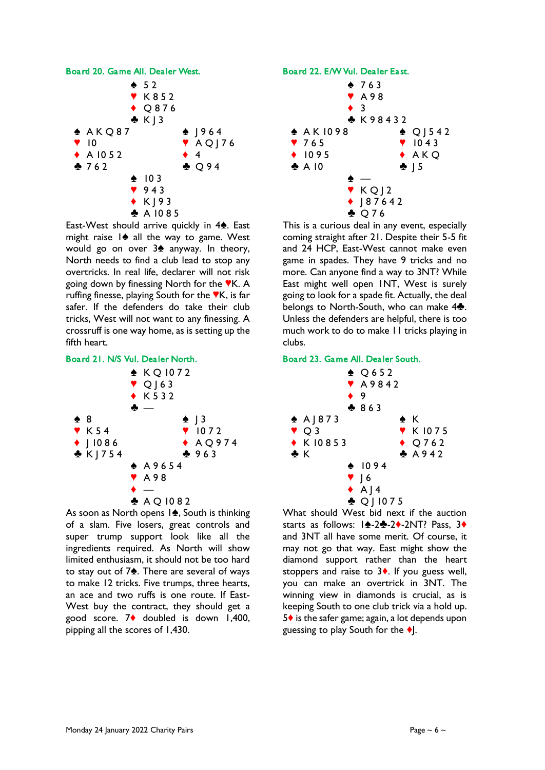### Board 20. Game All. Dealer West.

|  | North |  |
|---|---|---|
|  | ♠ 5 2<br>♥ K 8 5 2<br>♦ Q 8 7 6<br>♣ K J 3 |  |
| **West**<br>♠ A K Q 8 7<br>♥ 10<br>♦ A 10 5 2<br>♣ 7 6 2 |  | **East**<br>♠ J 9 6 4<br>♥ A Q J 7 6<br>♦ 4<br>♣ Q 9 4 |
|  | ♠ 10 3<br>♥ 9 4 3<br>♦ K J 9 3<br>♣ A 10 8 5 |  |
|  | South |  |

East-West should arrive quickly in 4♠. East might raise 1♠ all the way to game. West would go on over 3♠ anyway. In theory, North needs to find a club lead to stop any overtricks. In real life, declarer will not risk going down by finessing North for the ♥K. A ruffing finesse, playing South for the ♥K, is far safer. If the defenders do take their club tricks, West will not want to any finessing. A crossruff is one way home, as is setting up the fifth heart.

### Board 21. N/S Vul. Dealer North.

|  | North |  |
|---|---|---|
|  | ♠ K Q 10 7 2<br>♥ Q J 6 3<br>♦ K 5 3 2<br>♣ — |  |
| **West**<br>♠ 8<br>♥ K 5 4<br>♦ J 10 8 6<br>♣ K J 7 5 4 |  | **East**<br>♠ J 3<br>♥ 10 7 2<br>♦ A Q 9 7 4<br>♣ 9 6 3 |
|  | ♠ A 9 6 5 4<br>♥ A 9 8<br>♦ —<br>♣ A Q 10 8 2 |  |
|  | South |  |

As soon as North opens 1♠, South is thinking of a slam. Five losers, great controls and super trump support look like all the ingredients required. As North will show limited enthusiasm, it should not be too hard to stay out of 7♠. There are several of ways to make 12 tricks. Five trumps, three hearts, an ace and two ruffs is one route. If East-West buy the contract, they should get a good score. 7♦ doubled is down 1,400, pipping all the scores of 1,430.

### Board 22. E/W Vul. Dealer East.

|  | North |  |
|---|---|---|
|  | ♠ 7 6 3<br>♥ A 9 8<br>♦ 3<br>♣ K 9 8 4 3 2 |  |
| **West**<br>♠ A K 10 9 8<br>♥ 7 6 5<br>♦ 10 9 5<br>♣ A 10 |  | **East**<br>♠ Q J 5 4 2<br>♥ 10 4 3<br>♦ A K Q<br>♣ J 5 |
|  | ♠ —<br>♥ K Q J 2<br>♦ J 8 7 6 4 2<br>♣ Q 7 6 |  |
|  | South |  |

This is a curious deal in any event, especially coming straight after 21. Despite their 5-5 fit and 24 HCP, East-West cannot make even game in spades. They have 9 tricks and no more. Can anyone find a way to 3NT? While East might well open 1NT, West is surely going to look for a spade fit. Actually, the deal belongs to North-South, who can make 4♣. Unless the defenders are helpful, there is too much work to do to make 11 tricks playing in clubs.

### Board 23. Game All. Dealer South.

|  | North |  |
|---|---|---|
|  | ♠ Q 6 5 2<br>♥ A 9 8 4 2<br>♦ 9<br>♣ 8 6 3 |  |
| **West**<br>♠ A J 8 7 3<br>♥ Q 3<br>♦ K 10 8 5 3<br>♣ K |  | **East**<br>♠ K<br>♥ K 10 7 5<br>♦ Q 7 6 2<br>♣ A 9 4 2 |
|  | ♠ 10 9 4<br>♥ J 6<br>♦ A J 4<br>♣ Q J 10 7 5 |  |
|  | South |  |

What should West bid next if the auction starts as follows: 1♠-2♣-2♦-2NT? Pass, 3♦ and 3NT all have some merit. Of course, it may not go that way. East might show the diamond support rather than the heart stoppers and raise to 3♦. If you guess well, you can make an overtrick in 3NT. The winning view in diamonds is crucial, as is keeping South to one club trick via a hold up. 5♦ is the safer game; again, a lot depends upon guessing to play South for the ♦J.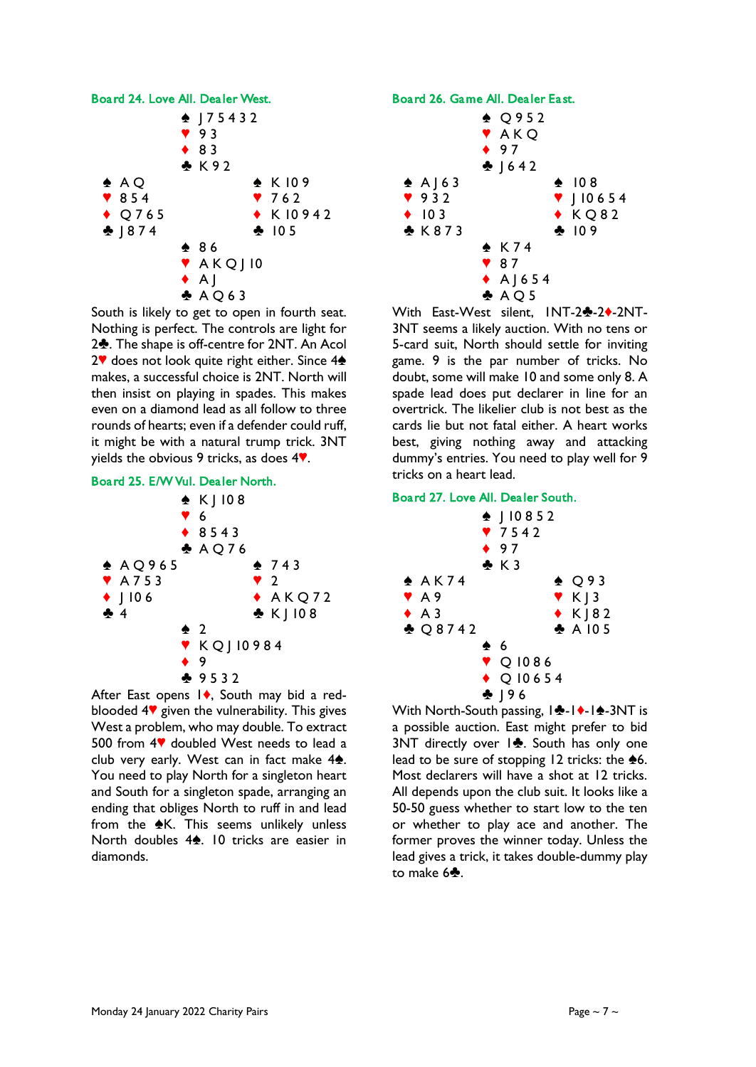### Board 24. Love All. Dealer West.

```
                ♠ J 7 5 4 3 2
                ♥ 9 3
                ♦ 8 3
                ♣ K 9 2
♠ A Q                         ♠ K 10 9
♥ 8 5 4                       ♥ 7 6 2
♦ Q 7 6 5                     ♦ K 10 9 4 2
♣ J 8 7 4                     ♣ 10 5
                ♠ 8 6
                ♥ A K Q J 10
                ♦ A J
                ♣ A Q 6 3
```

South is likely to get to open in fourth seat. Nothing is perfect. The controls are light for 2♣. The shape is off-centre for 2NT. An Acol 2♥ does not look quite right either. Since 4♠ makes, a successful choice is 2NT. North will then insist on playing in spades. This makes even on a diamond lead as all follow to three rounds of hearts; even if a defender could ruff, it might be with a natural trump trick. 3NT yields the obvious 9 tricks, as does 4♥.

### Board 25. E/W Vul. Dealer North.

```
                ♠ K J 10 8
                ♥ 6
                ♦ 8 5 4 3
                ♣ A Q 7 6
♠ A Q 9 6 5                   ♠ 7 4 3
♥ A 7 5 3                     ♥ 2
♦ J 10 6                      ♦ A K Q 7 2
♣ 4                           ♣ K J 10 8
                ♠ 2
                ♥ K Q J 10 9 8 4
                ♦ 9
                ♣ 9 5 3 2
```

After East opens 1♦, South may bid a red-blooded 4♥ given the vulnerability. This gives West a problem, who may double. To extract 500 from 4♥ doubled West needs to lead a club very early. West can in fact make 4♠. You need to play North for a singleton heart and South for a singleton spade, arranging an ending that obliges North to ruff in and lead from the ♠K. This seems unlikely unless North doubles 4♠. 10 tricks are easier in diamonds.

### Board 26. Game All. Dealer East.

```
                ♠ Q 9 5 2
                ♥ A K Q
                ♦ 9 7
                ♣ J 6 4 2
♠ A J 6 3                     ♠ 10 8
♥ 9 3 2                       ♥ J 10 6 5 4
♦ 10 3                        ♦ K Q 8 2
♣ K 8 7 3                     ♣ 10 9
                ♠ K 7 4
                ♥ 8 7
                ♦ A J 6 5 4
                ♣ A Q 5
```

With East-West silent, 1NT-2♣-2♦-2NT-3NT seems a likely auction. With no tens or 5-card suit, North should settle for inviting game. 9 is the par number of tricks. No doubt, some will make 10 and some only 8. A spade lead does put declarer in line for an overtrick. The likelier club is not best as the cards lie but not fatal either. A heart works best, giving nothing away and attacking dummy's entries. You need to play well for 9 tricks on a heart lead.

### Board 27. Love All. Dealer South.

```
                ♠ J 10 8 5 2
                ♥ 7 5 4 2
                ♦ 9 7
                ♣ K 3
♠ A K 7 4                     ♠ Q 9 3
♥ A 9                         ♥ K J 3
♦ A 3                         ♦ K J 8 2
♣ Q 8 7 4 2                   ♣ A 10 5
                ♠ 6
                ♥ Q 10 8 6
                ♦ Q 10 6 5 4
                ♣ J 9 6
```

With North-South passing, 1♣-1♦-1♠-3NT is a possible auction. East might prefer to bid 3NT directly over 1♣. South has only one lead to be sure of stopping 12 tricks: the ♠6. Most declarers will have a shot at 12 tricks. All depends upon the club suit. It looks like a 50-50 guess whether to start low to the ten or whether to play ace and another. The former proves the winner today. Unless the lead gives a trick, it takes double-dummy play to make 6♣.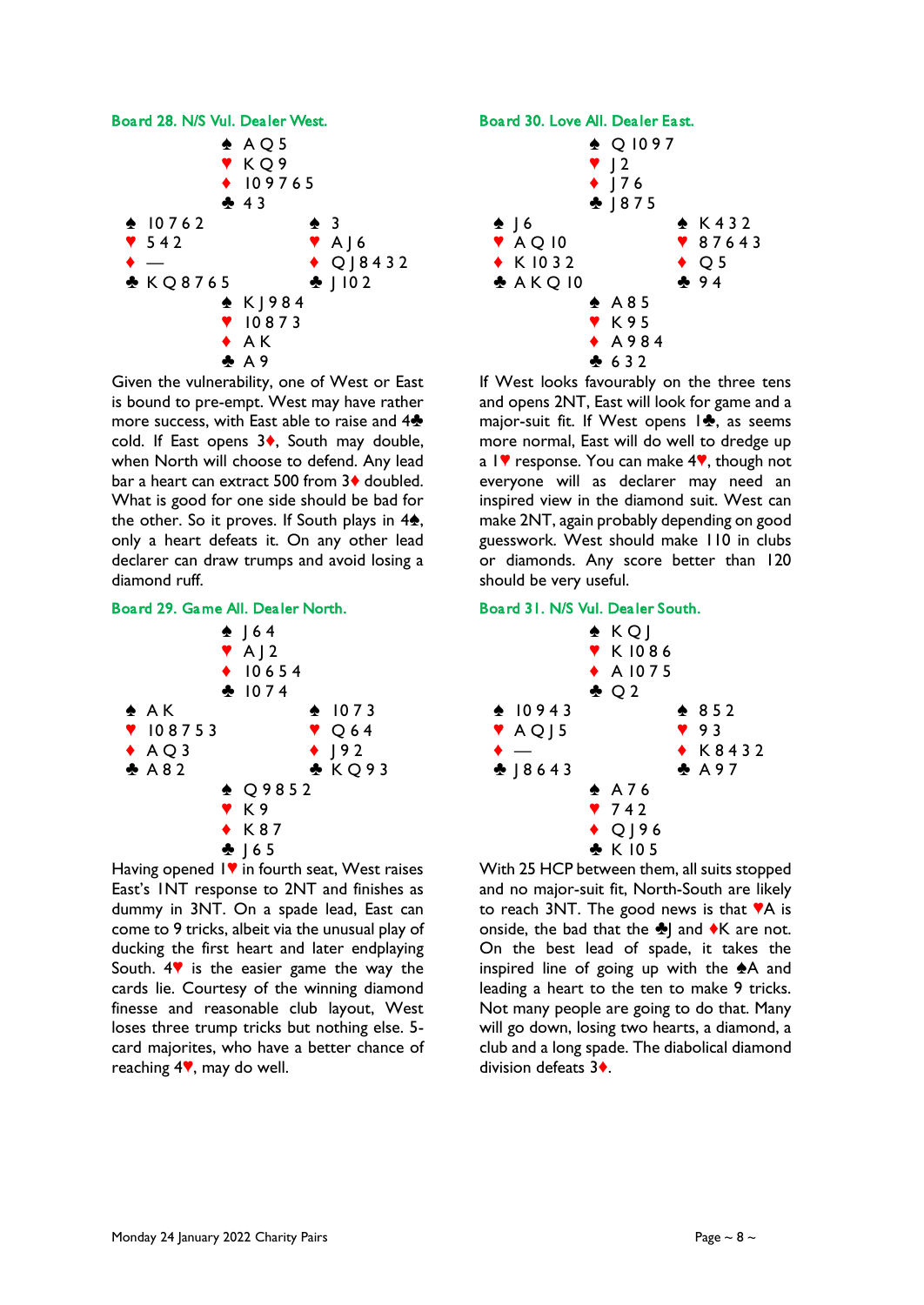## Board 28. N/S Vul. Dealer West.

```
            ♠ A Q 5
            ♥ K Q 9
            ♦ 10 9 7 6 5
            ♣ 4 3
♠ 10 7 6 2            ♠ 3
♥ 5 4 2               ♥ A J 6
♦ —                   ♦ Q J 8 4 3 2
♣ K Q 8 7 6 5         ♣ J 10 2
            ♠ K J 9 8 4
            ♥ 10 8 7 3
            ♦ A K
            ♣ A 9
```

Given the vulnerability, one of West or East is bound to pre-empt. West may have rather more success, with East able to raise and 4♣ cold. If East opens 3♦, South may double, when North will choose to defend. Any lead bar a heart can extract 500 from 3♦ doubled. What is good for one side should be bad for the other. So it proves. If South plays in 4♠, only a heart defeats it. On any other lead declarer can draw trumps and avoid losing a diamond ruff.

## Board 29. Game All. Dealer North.

```
            ♠ J 6 4
            ♥ A J 2
            ♦ 10 6 5 4
            ♣ 10 7 4
♠ A K                 ♠ 10 7 3
♥ 10 8 7 5 3          ♥ Q 6 4
♦ A Q 3               ♦ J 9 2
♣ A 8 2               ♣ K Q 9 3
            ♠ Q 9 8 5 2
            ♥ K 9
            ♦ K 8 7
            ♣ J 6 5
```

Having opened 1♥ in fourth seat, West raises East's 1NT response to 2NT and finishes as dummy in 3NT. On a spade lead, East can come to 9 tricks, albeit via the unusual play of ducking the first heart and later endplaying South. 4♥ is the easier game the way the cards lie. Courtesy of the winning diamond finesse and reasonable club layout, West loses three trump tricks but nothing else. 5-card majorites, who have a better chance of reaching 4♥, may do well.

## Board 30. Love All. Dealer East.

```
            ♠ Q 10 9 7
            ♥ J 2
            ♦ J 7 6
            ♣ J 8 7 5
♠ J 6                 ♠ K 4 3 2
♥ A Q 10              ♥ 8 7 6 4 3
♦ K 10 3 2            ♦ Q 5
♣ A K Q 10            ♣ 9 4
            ♠ A 8 5
            ♥ K 9 5
            ♦ A 9 8 4
            ♣ 6 3 2
```

If West looks favourably on the three tens and opens 2NT, East will look for game and a major-suit fit. If West opens 1♣, as seems more normal, East will do well to dredge up a 1♥ response. You can make 4♥, though not everyone will as declarer may need an inspired view in the diamond suit. West can make 2NT, again probably depending on good guesswork. West should make 110 in clubs or diamonds. Any score better than 120 should be very useful.

## Board 31. N/S Vul. Dealer South.

```
            ♠ K Q J
            ♥ K 10 8 6
            ♦ A 10 7 5
            ♣ Q 2
♠ 10 9 4 3            ♠ 8 5 2
♥ A Q J 5             ♥ 9 3
♦ —                   ♦ K 8 4 3 2
♣ J 8 6 4 3           ♣ A 9 7
            ♠ A 7 6
            ♥ 7 4 2
            ♦ Q J 9 6
            ♣ K 10 5
```

With 25 HCP between them, all suits stopped and no major-suit fit, North-South are likely to reach 3NT. The good news is that ♥A is onside, the bad that the ♣J and ♦K are not. On the best lead of spade, it takes the inspired line of going up with the ♠A and leading a heart to the ten to make 9 tricks. Not many people are going to do that. Many will go down, losing two hearts, a diamond, a club and a long spade. The diabolical diamond division defeats 3♦.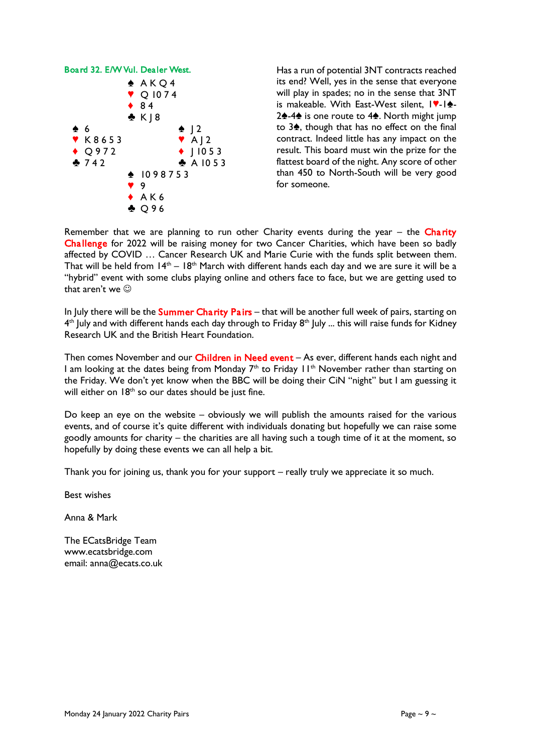**Board 32. E/W Vul. Dealer West.**

```
              ♠ A K Q 4
              ♥ Q 10 7 4
              ♦ 8 4
              ♣ K J 8
♠ 6                       ♠ J 2
♥ K 8 6 5 3               ♥ A J 2
♦ Q 9 7 2                 ♦ J 10 5 3
♣ 7 4 2                   ♣ A 10 5 3
              ♠ 10 9 8 7 5 3
              ♥ 9
              ♦ A K 6
              ♣ Q 9 6
```

Has a run of potential 3NT contracts reached its end? Well, yes in the sense that everyone will play in spades; no in the sense that 3NT is makeable. With East-West silent, 1♥-1♠-2♠-4♠ is one route to 4♠. North might jump to 3♠, though that has no effect on the final contract. Indeed little has any impact on the result. This board must win the prize for the flattest board of the night. Any score of other than 450 to North-South will be very good for someone.

Remember that we are planning to run other Charity events during the year – the **Charity Challenge** for 2022 will be raising money for two Cancer Charities, which have been so badly affected by COVID … Cancer Research UK and Marie Curie with the funds split between them. That will be held from 14th – 18th March with different hands each day and we are sure it will be a "hybrid" event with some clubs playing online and others face to face, but we are getting used to that aren't we ☺

In July there will be the **Summer Charity Pairs** – that will be another full week of pairs, starting on 4th July and with different hands each day through to Friday 8th July ... this will raise funds for Kidney Research UK and the British Heart Foundation.

Then comes November and our **Children in Need event** – As ever, different hands each night and I am looking at the dates being from Monday 7th to Friday 11th November rather than starting on the Friday. We don't yet know when the BBC will be doing their CiN "night" but I am guessing it will either on 18th so our dates should be just fine.

Do keep an eye on the website – obviously we will publish the amounts raised for the various events, and of course it's quite different with individuals donating but hopefully we can raise some goodly amounts for charity – the charities are all having such a tough time of it at the moment, so hopefully by doing these events we can all help a bit.

Thank you for joining us, thank you for your support – really truly we appreciate it so much.

Best wishes

Anna & Mark

The ECatsBridge Team
www.ecatsbridge.com
email: anna@ecats.co.uk